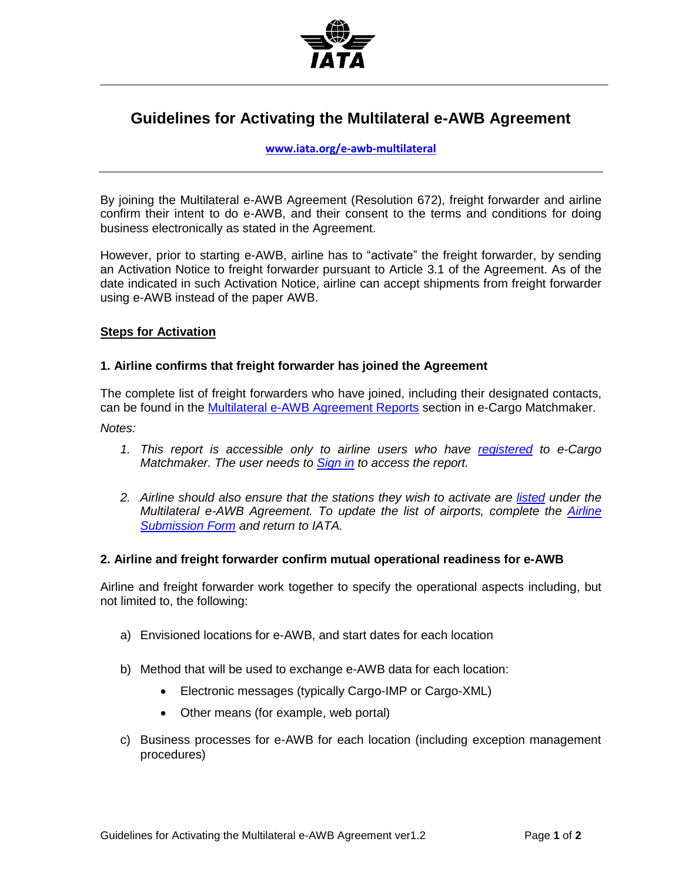# Guidelines for Activating the Multilateral e-AWB Agreement

**www.iata.org/e-awb-multilateral**

By joining the Multilateral e-AWB Agreement (Resolution 672), freight forwarder and airline confirm their intent to do e-AWB, and their consent to the terms and conditions for doing business electronically as stated in the Agreement.

However, prior to starting e-AWB, airline has to "activate" the freight forwarder, by sending an Activation Notice to freight forwarder pursuant to Article 3.1 of the Agreement. As of the date indicated in such Activation Notice, airline can accept shipments from freight forwarder using e-AWB instead of the paper AWB.

## Steps for Activation

### 1. Airline confirms that freight forwarder has joined the Agreement

The complete list of freight forwarders who have joined, including their designated contacts, can be found in the Multilateral e-AWB Agreement Reports section in e-Cargo Matchmaker.

*Notes:*

1. *This report is accessible only to airline users who have registered to e-Cargo Matchmaker. The user needs to Sign in to access the report.*
2. *Airline should also ensure that the stations they wish to activate are listed under the Multilateral e-AWB Agreement. To update the list of airports, complete the Airline Submission Form and return to IATA.*

### 2. Airline and freight forwarder confirm mutual operational readiness for e-AWB

Airline and freight forwarder work together to specify the operational aspects including, but not limited to, the following:

a) Envisioned locations for e-AWB, and start dates for each location

b) Method that will be used to exchange e-AWB data for each location:
   - Electronic messages (typically Cargo-IMP or Cargo-XML)
   - Other means (for example, web portal)

c) Business processes for e-AWB for each location (including exception management procedures)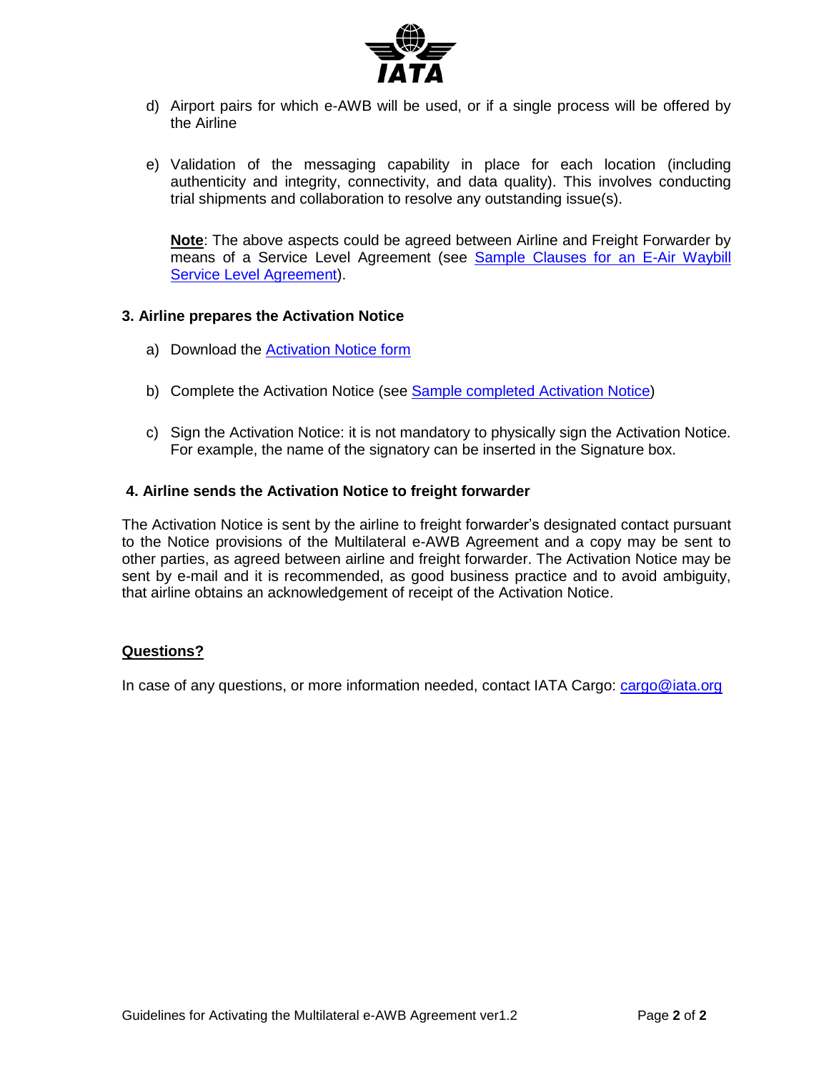d) Airport pairs for which e-AWB will be used, or if a single process will be offered by the Airline

e) Validation of the messaging capability in place for each location (including authenticity and integrity, connectivity, and data quality). This involves conducting trial shipments and collaboration to resolve any outstanding issue(s).

   **Note**: The above aspects could be agreed between Airline and Freight Forwarder by means of a Service Level Agreement (see Sample Clauses for an E-Air Waybill Service Level Agreement).

### 3. Airline prepares the Activation Notice

a) Download the Activation Notice form

b) Complete the Activation Notice (see Sample completed Activation Notice)

c) Sign the Activation Notice: it is not mandatory to physically sign the Activation Notice. For example, the name of the signatory can be inserted in the Signature box.

### 4. Airline sends the Activation Notice to freight forwarder

The Activation Notice is sent by the airline to freight forwarder's designated contact pursuant to the Notice provisions of the Multilateral e-AWB Agreement and a copy may be sent to other parties, as agreed between airline and freight forwarder. The Activation Notice may be sent by e-mail and it is recommended, as good business practice and to avoid ambiguity, that airline obtains an acknowledgement of receipt of the Activation Notice.

### Questions?

In case of any questions, or more information needed, contact IATA Cargo: cargo@iata.org